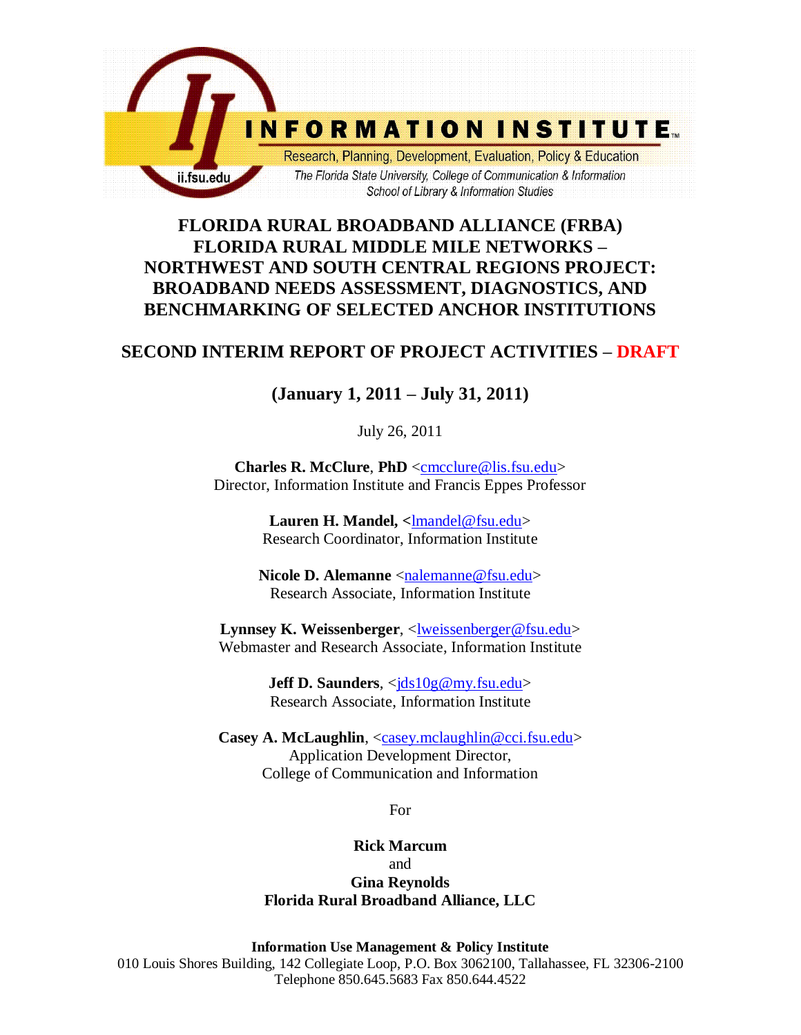INFORMATION INSTITUTE™

Research, Planning, Development, Evaluation, Policy & Education

*The Florida State University, College of Communication & Information*

*School of Library & Information Studies*

ii.fsu.edu

# FLORIDA RURAL BROADBAND ALLIANCE (FRBA) FLORIDA RURAL MIDDLE MILE NETWORKS – NORTHWEST AND SOUTH CENTRAL REGIONS PROJECT: BROADBAND NEEDS ASSESSMENT, DIAGNOSTICS, AND BENCHMARKING OF SELECTED ANCHOR INSTITUTIONS

## SECOND INTERIM REPORT OF PROJECT ACTIVITIES – DRAFT

## (January 1, 2011 – July 31, 2011)

July 26, 2011

**Charles R. McClure**, **PhD** <cmcclure@lis.fsu.edu>
Director, Information Institute and Francis Eppes Professor

**Lauren H. Mandel, <**lmandel@fsu.edu>
Research Coordinator, Information Institute

**Nicole D. Alemanne** <nalemanne@fsu.edu>
Research Associate, Information Institute

**Lynnsey K. Weissenberger**, <lweissenberger@fsu.edu>
Webmaster and Research Associate, Information Institute

**Jeff D. Saunders**, <jds10g@my.fsu.edu>
Research Associate, Information Institute

**Casey A. McLaughlin**, <casey.mclaughlin@cci.fsu.edu>
Application Development Director,
College of Communication and Information

For

**Rick Marcum**
and
**Gina Reynolds**
**Florida Rural Broadband Alliance, LLC**

**Information Use Management & Policy Institute**
010 Louis Shores Building, 142 Collegiate Loop, P.O. Box 3062100, Tallahassee, FL 32306-2100
Telephone 850.645.5683 Fax 850.644.4522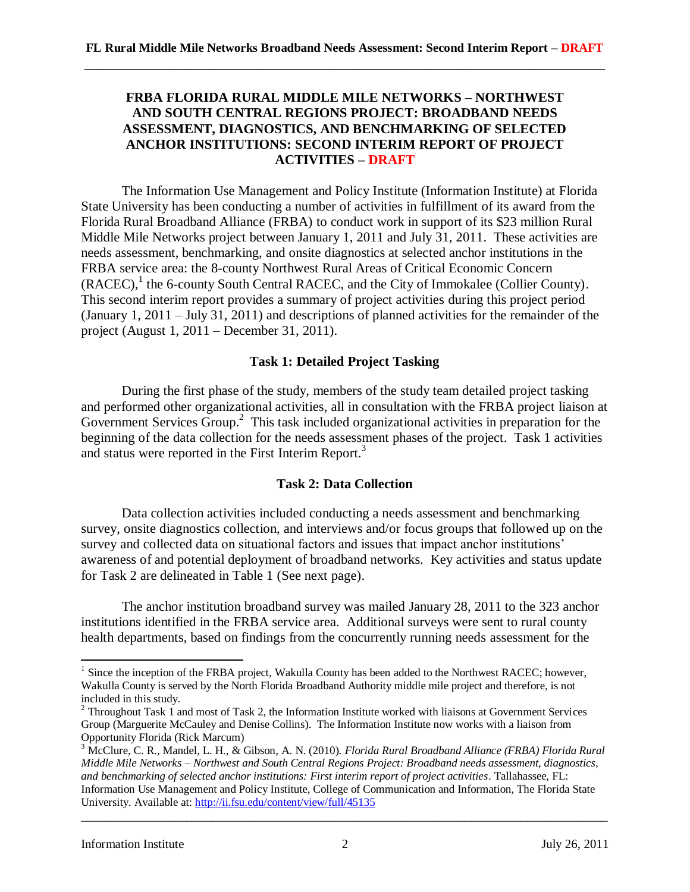# FRBA FLORIDA RURAL MIDDLE MILE NETWORKS – NORTHWEST AND SOUTH CENTRAL REGIONS PROJECT: BROADBAND NEEDS ASSESSMENT, DIAGNOSTICS, AND BENCHMARKING OF SELECTED ANCHOR INSTITUTIONS: SECOND INTERIM REPORT OF PROJECT ACTIVITIES – DRAFT

The Information Use Management and Policy Institute (Information Institute) at Florida State University has been conducting a number of activities in fulfillment of its award from the Florida Rural Broadband Alliance (FRBA) to conduct work in support of its $23 million Rural Middle Mile Networks project between January 1, 2011 and July 31, 2011. These activities are needs assessment, benchmarking, and onsite diagnostics at selected anchor institutions in the FRBA service area: the 8-county Northwest Rural Areas of Critical Economic Concern (RACEC),[1] the 6-county South Central RACEC, and the City of Immokalee (Collier County). This second interim report provides a summary of project activities during this project period (January 1, 2011 – July 31, 2011) and descriptions of planned activities for the remainder of the project (August 1, 2011 – December 31, 2011).

## Task 1: Detailed Project Tasking

During the first phase of the study, members of the study team detailed project tasking and performed other organizational activities, all in consultation with the FRBA project liaison at Government Services Group.[2] This task included organizational activities in preparation for the beginning of the data collection for the needs assessment phases of the project. Task 1 activities and status were reported in the First Interim Report.[3]

## Task 2: Data Collection

Data collection activities included conducting a needs assessment and benchmarking survey, onsite diagnostics collection, and interviews and/or focus groups that followed up on the survey and collected data on situational factors and issues that impact anchor institutions' awareness of and potential deployment of broadband networks. Key activities and status update for Task 2 are delineated in Table 1 (See next page).

The anchor institution broadband survey was mailed January 28, 2011 to the 323 anchor institutions identified in the FRBA service area. Additional surveys were sent to rural county health departments, based on findings from the concurrently running needs assessment for the

---

[1] Since the inception of the FRBA project, Wakulla County has been added to the Northwest RACEC; however, Wakulla County is served by the North Florida Broadband Authority middle mile project and therefore, is not included in this study.

[2] Throughout Task 1 and most of Task 2, the Information Institute worked with liaisons at Government Services Group (Marguerite McCauley and Denise Collins). The Information Institute now works with a liaison from Opportunity Florida (Rick Marcum)

[3] McClure, C. R., Mandel, L. H., & Gibson, A. N. (2010). *Florida Rural Broadband Alliance (FRBA) Florida Rural Middle Mile Networks – Northwest and South Central Regions Project: Broadband needs assessment, diagnostics, and benchmarking of selected anchor institutions: First interim report of project activities*. Tallahassee, FL: Information Use Management and Policy Institute, College of Communication and Information, The Florida State University. Available at: http://ii.fsu.edu/content/view/full/45135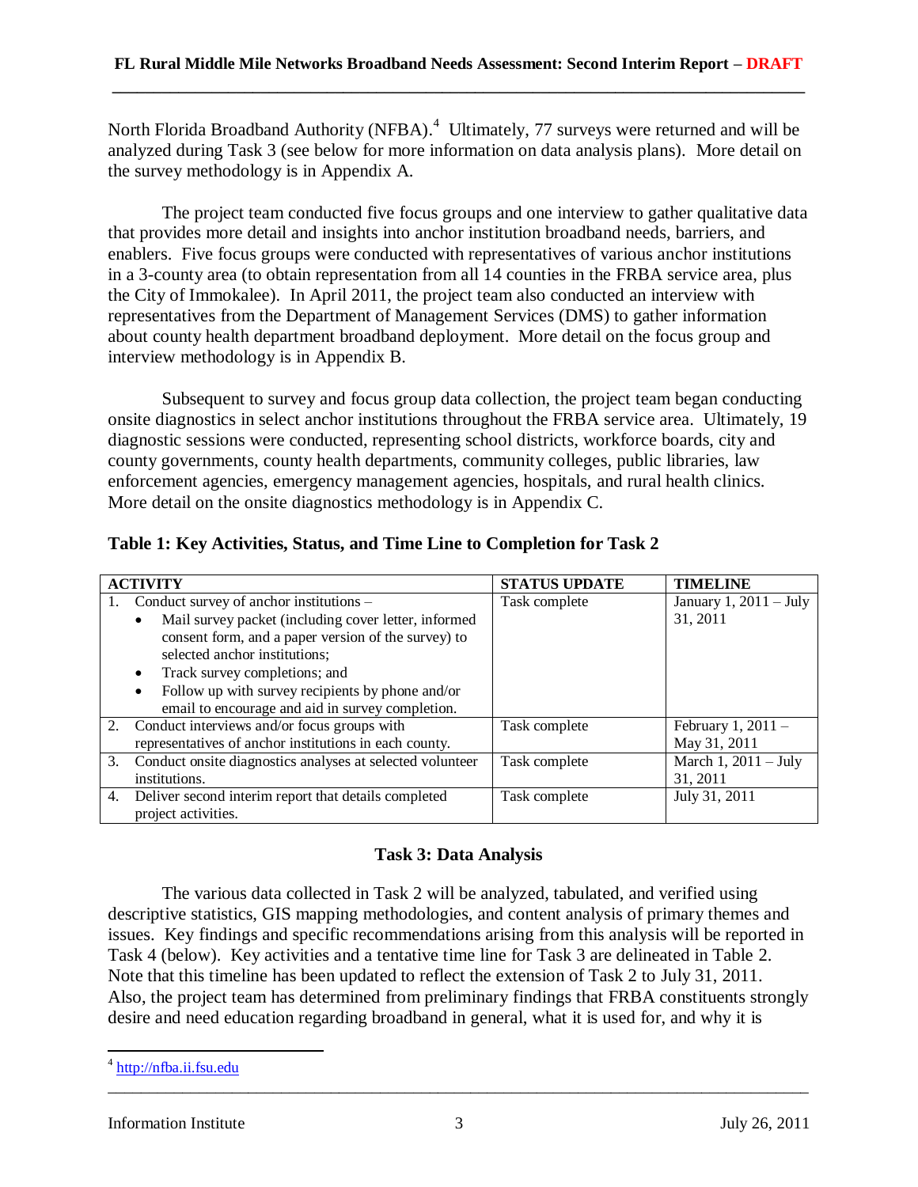North Florida Broadband Authority (NFBA).[4] Ultimately, 77 surveys were returned and will be analyzed during Task 3 (see below for more information on data analysis plans). More detail on the survey methodology is in Appendix A.

The project team conducted five focus groups and one interview to gather qualitative data that provides more detail and insights into anchor institution broadband needs, barriers, and enablers. Five focus groups were conducted with representatives of various anchor institutions in a 3-county area (to obtain representation from all 14 counties in the FRBA service area, plus the City of Immokalee). In April 2011, the project team also conducted an interview with representatives from the Department of Management Services (DMS) to gather information about county health department broadband deployment. More detail on the focus group and interview methodology is in Appendix B.

Subsequent to survey and focus group data collection, the project team began conducting onsite diagnostics in select anchor institutions throughout the FRBA service area. Ultimately, 19 diagnostic sessions were conducted, representing school districts, workforce boards, city and county governments, county health departments, community colleges, public libraries, law enforcement agencies, emergency management agencies, hospitals, and rural health clinics. More detail on the onsite diagnostics methodology is in Appendix C.

**Table 1: Key Activities, Status, and Time Line to Completion for Task 2**

| ACTIVITY | STATUS UPDATE | TIMELINE |
|---|---|---|
| 1. Conduct survey of anchor institutions – <br>• Mail survey packet (including cover letter, informed consent form, and a paper version of the survey) to selected anchor institutions; <br>• Track survey completions; and <br>• Follow up with survey recipients by phone and/or email to encourage and aid in survey completion. | Task complete | January 1, 2011 – July 31, 2011 |
| 2. Conduct interviews and/or focus groups with representatives of anchor institutions in each county. | Task complete | February 1, 2011 – May 31, 2011 |
| 3. Conduct onsite diagnostics analyses at selected volunteer institutions. | Task complete | March 1, 2011 – July 31, 2011 |
| 4. Deliver second interim report that details completed project activities. | Task complete | July 31, 2011 |

## Task 3: Data Analysis

The various data collected in Task 2 will be analyzed, tabulated, and verified using descriptive statistics, GIS mapping methodologies, and content analysis of primary themes and issues. Key findings and specific recommendations arising from this analysis will be reported in Task 4 (below). Key activities and a tentative time line for Task 3 are delineated in Table 2. Note that this timeline has been updated to reflect the extension of Task 2 to July 31, 2011. Also, the project team has determined from preliminary findings that FRBA constituents strongly desire and need education regarding broadband in general, what it is used for, and why it is

[4] http://nfba.ii.fsu.edu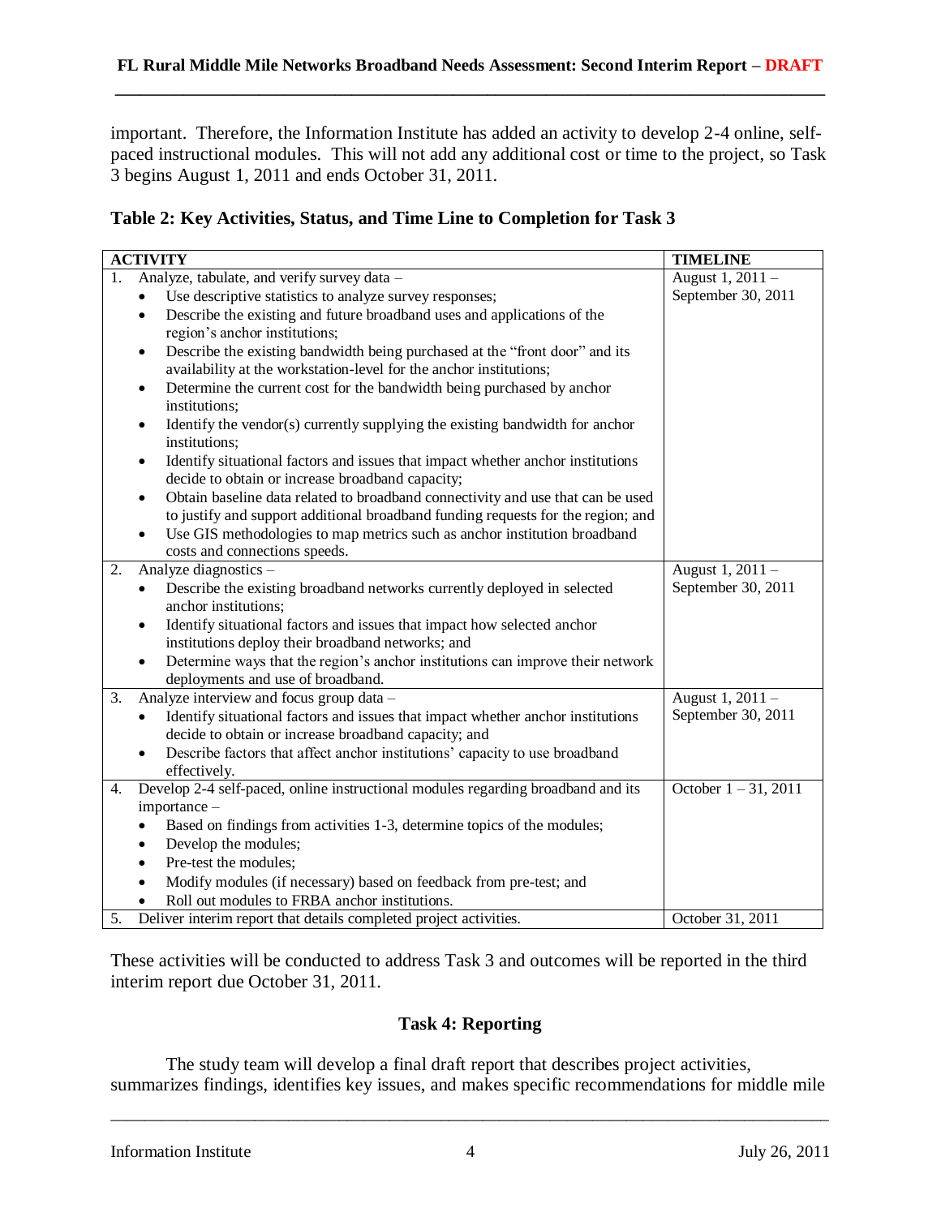important. Therefore, the Information Institute has added an activity to develop 2-4 online, self-paced instructional modules. This will not add any additional cost or time to the project, so Task 3 begins August 1, 2011 and ends October 31, 2011.

**Table 2: Key Activities, Status, and Time Line to Completion for Task 3**

| ACTIVITY | TIMELINE |
|---|---|
| 1. Analyze, tabulate, and verify survey data – <br>• Use descriptive statistics to analyze survey responses; <br>• Describe the existing and future broadband uses and applications of the region's anchor institutions; <br>• Describe the existing bandwidth being purchased at the "front door" and its availability at the workstation-level for the anchor institutions; <br>• Determine the current cost for the bandwidth being purchased by anchor institutions; <br>• Identify the vendor(s) currently supplying the existing bandwidth for anchor institutions; <br>• Identify situational factors and issues that impact whether anchor institutions decide to obtain or increase broadband capacity; <br>• Obtain baseline data related to broadband connectivity and use that can be used to justify and support additional broadband funding requests for the region; and <br>• Use GIS methodologies to map metrics such as anchor institution broadband costs and connections speeds. | August 1, 2011 – September 30, 2011 |
| 2. Analyze diagnostics – <br>• Describe the existing broadband networks currently deployed in selected anchor institutions; <br>• Identify situational factors and issues that impact how selected anchor institutions deploy their broadband networks; and <br>• Determine ways that the region's anchor institutions can improve their network deployments and use of broadband. | August 1, 2011 – September 30, 2011 |
| 3. Analyze interview and focus group data – <br>• Identify situational factors and issues that impact whether anchor institutions decide to obtain or increase broadband capacity; and <br>• Describe factors that affect anchor institutions' capacity to use broadband effectively. | August 1, 2011 – September 30, 2011 |
| 4. Develop 2-4 self-paced, online instructional modules regarding broadband and its importance – <br>• Based on findings from activities 1-3, determine topics of the modules; <br>• Develop the modules; <br>• Pre-test the modules; <br>• Modify modules (if necessary) based on feedback from pre-test; and <br>• Roll out modules to FRBA anchor institutions. | October 1 – 31, 2011 |
| 5. Deliver interim report that details completed project activities. | October 31, 2011 |

These activities will be conducted to address Task 3 and outcomes will be reported in the third interim report due October 31, 2011.

## Task 4: Reporting

The study team will develop a final draft report that describes project activities, summarizes findings, identifies key issues, and makes specific recommendations for middle mile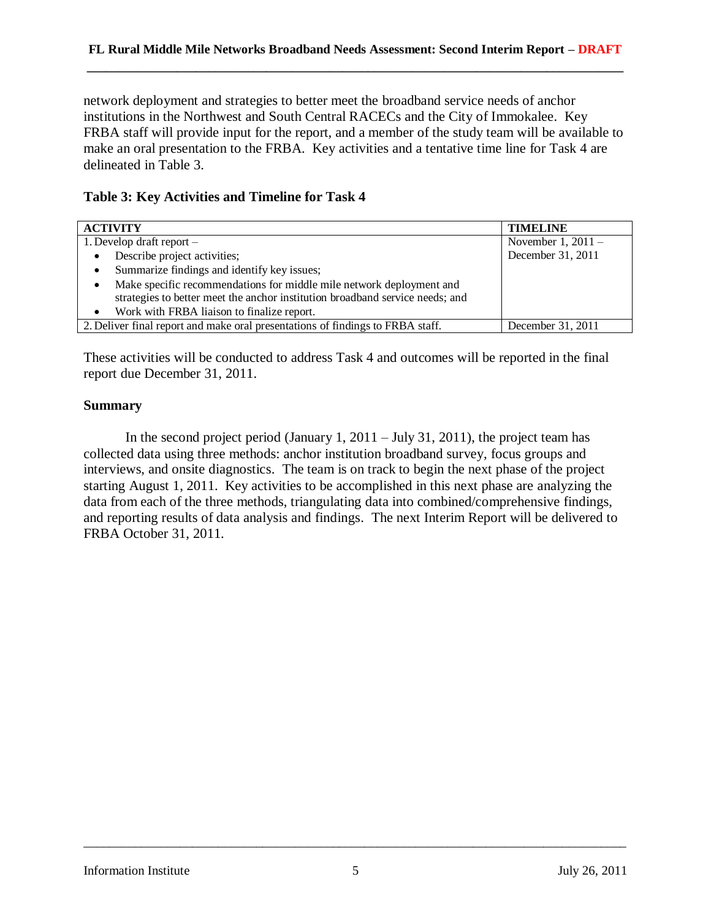network deployment and strategies to better meet the broadband service needs of anchor institutions in the Northwest and South Central RACECs and the City of Immokalee. Key FRBA staff will provide input for the report, and a member of the study team will be available to make an oral presentation to the FRBA. Key activities and a tentative time line for Task 4 are delineated in Table 3.

**Table 3: Key Activities and Timeline for Task 4**

| ACTIVITY | TIMELINE |
|---|---|
| 1. Develop draft report – <br>• Describe project activities; <br>• Summarize findings and identify key issues; <br>• Make specific recommendations for middle mile network deployment and strategies to better meet the anchor institution broadband service needs; and <br>• Work with FRBA liaison to finalize report. | November 1, 2011 – December 31, 2011 |
| 2. Deliver final report and make oral presentations of findings to FRBA staff. | December 31, 2011 |

These activities will be conducted to address Task 4 and outcomes will be reported in the final report due December 31, 2011.

**Summary**

In the second project period (January 1, 2011 – July 31, 2011), the project team has collected data using three methods: anchor institution broadband survey, focus groups and interviews, and onsite diagnostics. The team is on track to begin the next phase of the project starting August 1, 2011. Key activities to be accomplished in this next phase are analyzing the data from each of the three methods, triangulating data into combined/comprehensive findings, and reporting results of data analysis and findings. The next Interim Report will be delivered to FRBA October 31, 2011.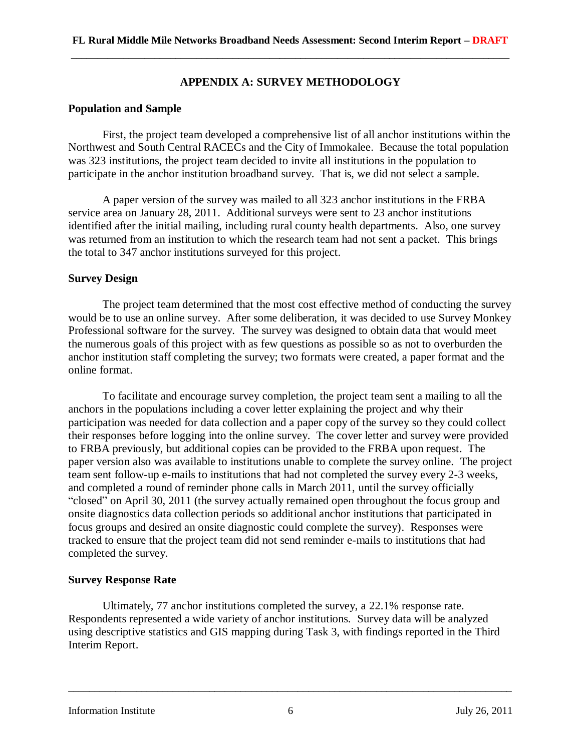# APPENDIX A: SURVEY METHODOLOGY

## Population and Sample

First, the project team developed a comprehensive list of all anchor institutions within the Northwest and South Central RACECs and the City of Immokalee. Because the total population was 323 institutions, the project team decided to invite all institutions in the population to participate in the anchor institution broadband survey. That is, we did not select a sample.

A paper version of the survey was mailed to all 323 anchor institutions in the FRBA service area on January 28, 2011. Additional surveys were sent to 23 anchor institutions identified after the initial mailing, including rural county health departments. Also, one survey was returned from an institution to which the research team had not sent a packet. This brings the total to 347 anchor institutions surveyed for this project.

## Survey Design

The project team determined that the most cost effective method of conducting the survey would be to use an online survey. After some deliberation, it was decided to use Survey Monkey Professional software for the survey. The survey was designed to obtain data that would meet the numerous goals of this project with as few questions as possible so as not to overburden the anchor institution staff completing the survey; two formats were created, a paper format and the online format.

To facilitate and encourage survey completion, the project team sent a mailing to all the anchors in the populations including a cover letter explaining the project and why their participation was needed for data collection and a paper copy of the survey so they could collect their responses before logging into the online survey. The cover letter and survey were provided to FRBA previously, but additional copies can be provided to the FRBA upon request. The paper version also was available to institutions unable to complete the survey online. The project team sent follow-up e-mails to institutions that had not completed the survey every 2-3 weeks, and completed a round of reminder phone calls in March 2011, until the survey officially "closed" on April 30, 2011 (the survey actually remained open throughout the focus group and onsite diagnostics data collection periods so additional anchor institutions that participated in focus groups and desired an onsite diagnostic could complete the survey). Responses were tracked to ensure that the project team did not send reminder e-mails to institutions that had completed the survey.

## Survey Response Rate

Ultimately, 77 anchor institutions completed the survey, a 22.1% response rate. Respondents represented a wide variety of anchor institutions. Survey data will be analyzed using descriptive statistics and GIS mapping during Task 3, with findings reported in the Third Interim Report.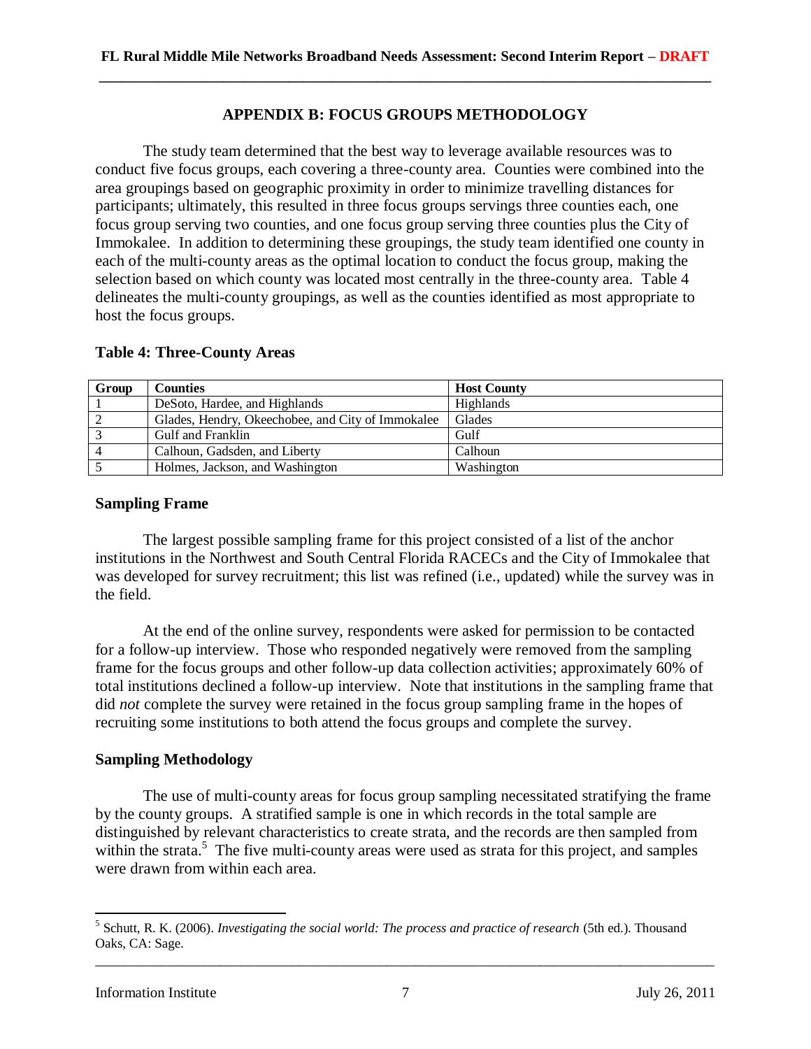## APPENDIX B: FOCUS GROUPS METHODOLOGY

The study team determined that the best way to leverage available resources was to conduct five focus groups, each covering a three-county area. Counties were combined into the area groupings based on geographic proximity in order to minimize travelling distances for participants; ultimately, this resulted in three focus groups servings three counties each, one focus group serving two counties, and one focus group serving three counties plus the City of Immokalee. In addition to determining these groupings, the study team identified one county in each of the multi-county areas as the optimal location to conduct the focus group, making the selection based on which county was located most centrally in the three-county area. Table 4 delineates the multi-county groupings, as well as the counties identified as most appropriate to host the focus groups.

**Table 4: Three-County Areas**

| Group | Counties | Host County |
|---|---|---|
| 1 | DeSoto, Hardee, and Highlands | Highlands |
| 2 | Glades, Hendry, Okeechobee, and City of Immokalee | Glades |
| 3 | Gulf and Franklin | Gulf |
| 4 | Calhoun, Gadsden, and Liberty | Calhoun |
| 5 | Holmes, Jackson, and Washington | Washington |

### Sampling Frame

The largest possible sampling frame for this project consisted of a list of the anchor institutions in the Northwest and South Central Florida RACECs and the City of Immokalee that was developed for survey recruitment; this list was refined (i.e., updated) while the survey was in the field.

At the end of the online survey, respondents were asked for permission to be contacted for a follow-up interview. Those who responded negatively were removed from the sampling frame for the focus groups and other follow-up data collection activities; approximately 60% of total institutions declined a follow-up interview. Note that institutions in the sampling frame that did *not* complete the survey were retained in the focus group sampling frame in the hopes of recruiting some institutions to both attend the focus groups and complete the survey.

### Sampling Methodology

The use of multi-county areas for focus group sampling necessitated stratifying the frame by the county groups. A stratified sample is one in which records in the total sample are distinguished by relevant characteristics to create strata, and the records are then sampled from within the strata.[5] The five multi-county areas were used as strata for this project, and samples were drawn from within each area.

[5] Schutt, R. K. (2006). *Investigating the social world: The process and practice of research* (5th ed.). Thousand Oaks, CA: Sage.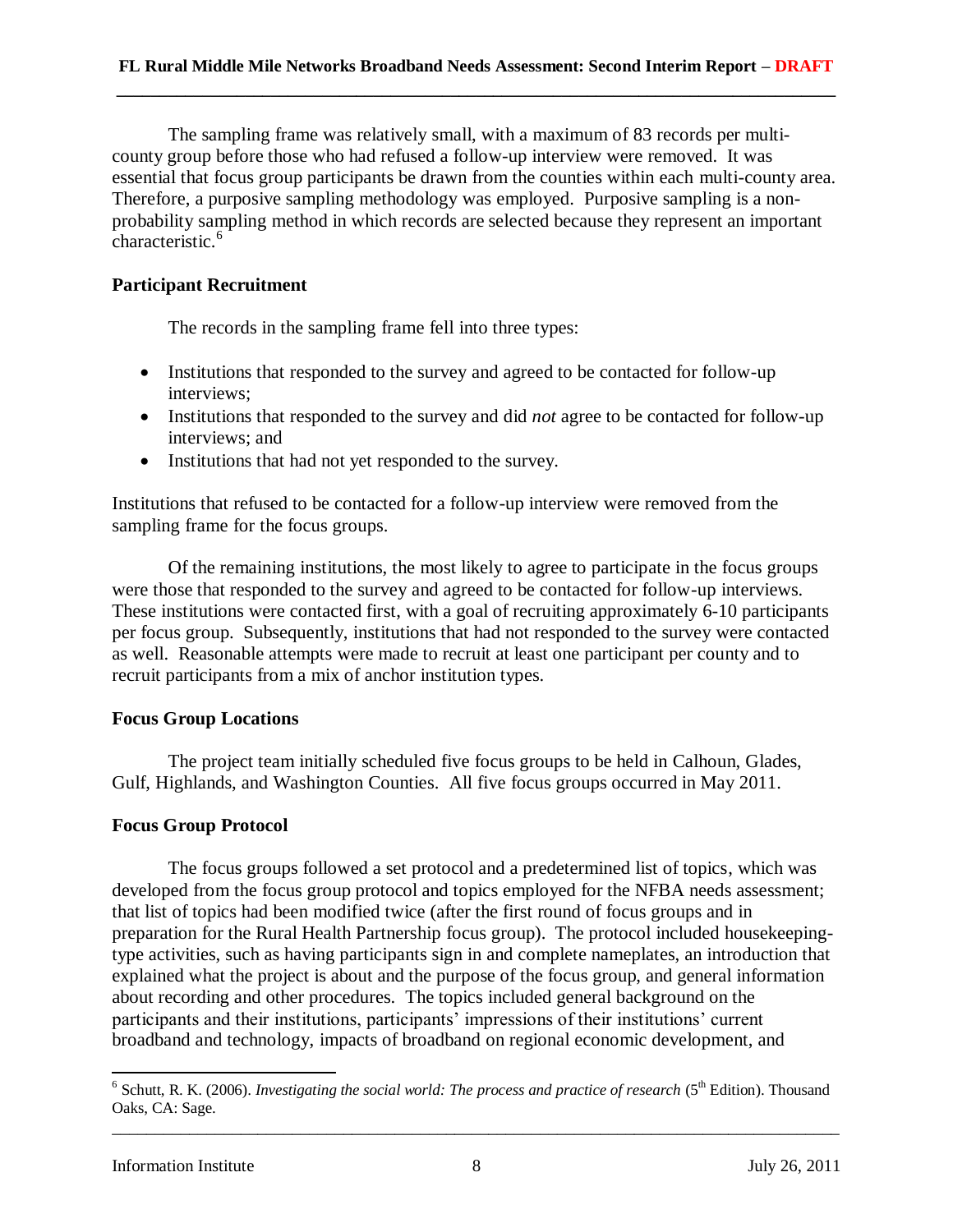The sampling frame was relatively small, with a maximum of 83 records per multi-county group before those who had refused a follow-up interview were removed. It was essential that focus group participants be drawn from the counties within each multi-county area. Therefore, a purposive sampling methodology was employed. Purposive sampling is a non-probability sampling method in which records are selected because they represent an important characteristic.[6]

### Participant Recruitment

The records in the sampling frame fell into three types:

- Institutions that responded to the survey and agreed to be contacted for follow-up interviews;
- Institutions that responded to the survey and did *not* agree to be contacted for follow-up interviews; and
- Institutions that had not yet responded to the survey.

Institutions that refused to be contacted for a follow-up interview were removed from the sampling frame for the focus groups.

Of the remaining institutions, the most likely to agree to participate in the focus groups were those that responded to the survey and agreed to be contacted for follow-up interviews. These institutions were contacted first, with a goal of recruiting approximately 6-10 participants per focus group. Subsequently, institutions that had not responded to the survey were contacted as well. Reasonable attempts were made to recruit at least one participant per county and to recruit participants from a mix of anchor institution types.

### Focus Group Locations

The project team initially scheduled five focus groups to be held in Calhoun, Glades, Gulf, Highlands, and Washington Counties. All five focus groups occurred in May 2011.

### Focus Group Protocol

The focus groups followed a set protocol and a predetermined list of topics, which was developed from the focus group protocol and topics employed for the NFBA needs assessment; that list of topics had been modified twice (after the first round of focus groups and in preparation for the Rural Health Partnership focus group). The protocol included housekeeping-type activities, such as having participants sign in and complete nameplates, an introduction that explained what the project is about and the purpose of the focus group, and general information about recording and other procedures. The topics included general background on the participants and their institutions, participants' impressions of their institutions' current broadband and technology, impacts of broadband on regional economic development, and

---

[6] Schutt, R. K. (2006). *Investigating the social world: The process and practice of research* (5th Edition). Thousand Oaks, CA: Sage.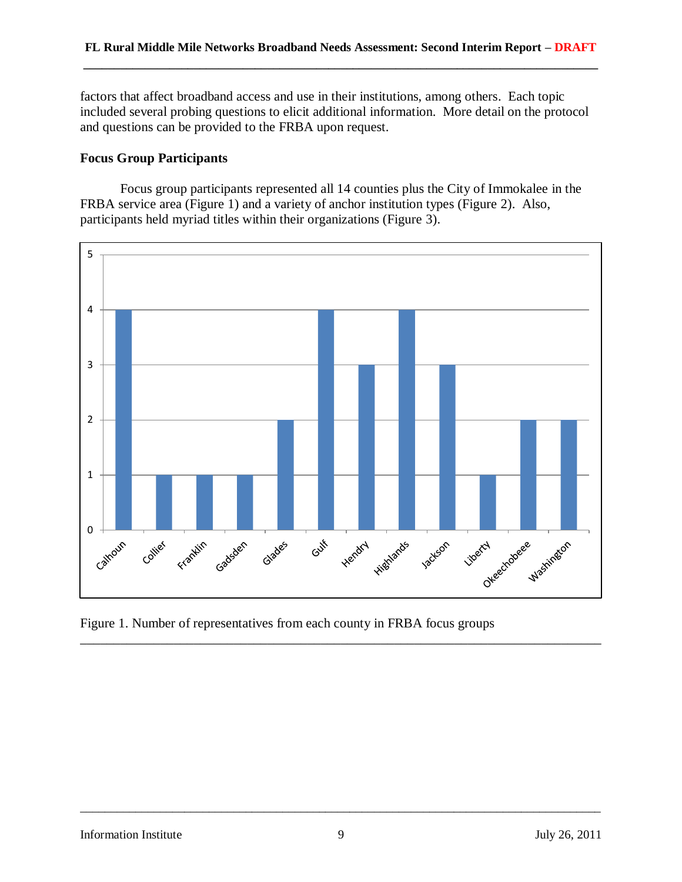factors that affect broadband access and use in their institutions, among others. Each topic included several probing questions to elicit additional information. More detail on the protocol and questions can be provided to the FRBA upon request.

### Focus Group Participants

Focus group participants represented all 14 counties plus the City of Immokalee in the FRBA service area (Figure 1) and a variety of anchor institution types (Figure 2). Also, participants held myriad titles within their organizations (Figure 3).

Figure 1. Number of representatives from each county in FRBA focus groups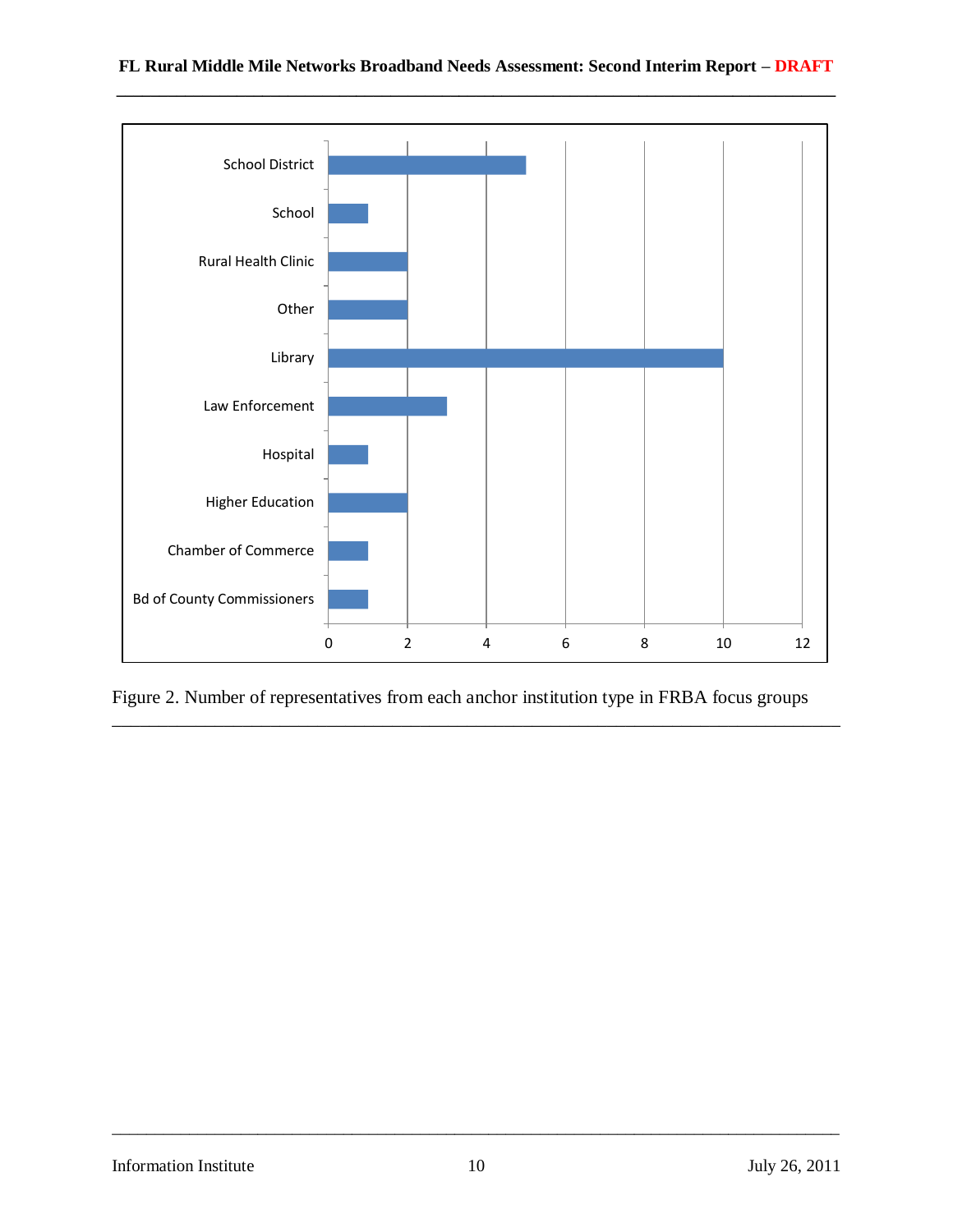| Anchor Institution Type | Number of Representatives |
| --- | --- |
| School District | 5 |
| School | 1 |
| Rural Health Clinic | 2 |
| Other | 2 |
| Library | 10 |
| Law Enforcement | 3 |
| Hospital | 1 |
| Higher Education | 2 |
| Chamber of Commerce | 1 |
| Bd of County Commissioners | 1 |

Figure 2. Number of representatives from each anchor institution type in FRBA focus groups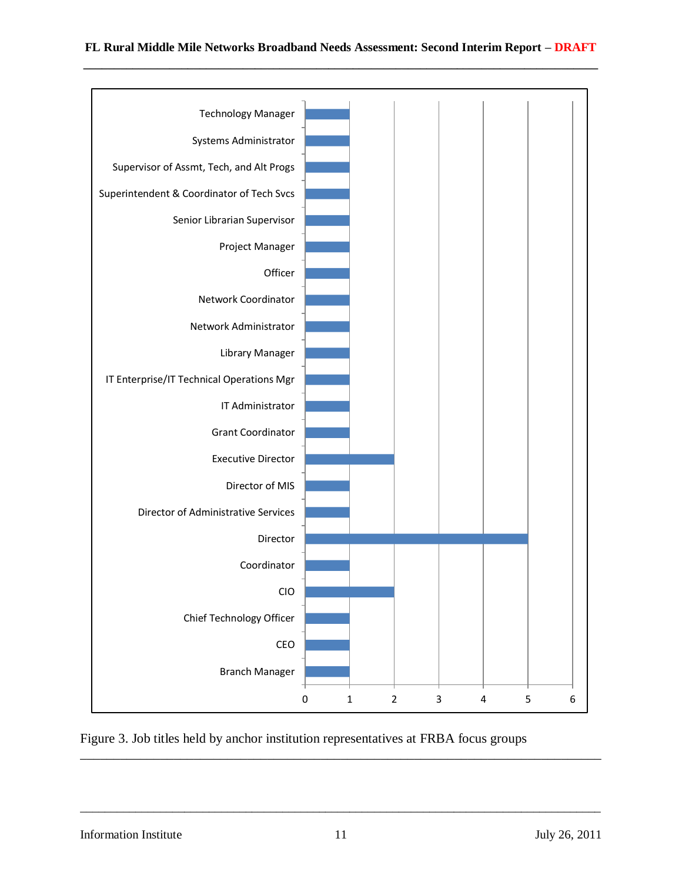| Job Title | Count |
|---|---|
| Technology Manager | 1 |
| Systems Administrator | 1 |
| Supervisor of Assmt, Tech, and Alt Progs | 1 |
| Superintendent & Coordinator of Tech Svcs | 1 |
| Senior Librarian Supervisor | 1 |
| Project Manager | 1 |
| Officer | 1 |
| Network Coordinator | 1 |
| Network Administrator | 1 |
| Library Manager | 1 |
| IT Enterprise/IT Technical Operations Mgr | 1 |
| IT Administrator | 1 |
| Grant Coordinator | 1 |
| Executive Director | 2 |
| Director of MIS | 1 |
| Director of Administrative Services | 1 |
| Director | 5 |
| Coordinator | 1 |
| CIO | 2 |
| Chief Technology Officer | 1 |
| CEO | 1 |
| Branch Manager | 1 |

Figure 3. Job titles held by anchor institution representatives at FRBA focus groups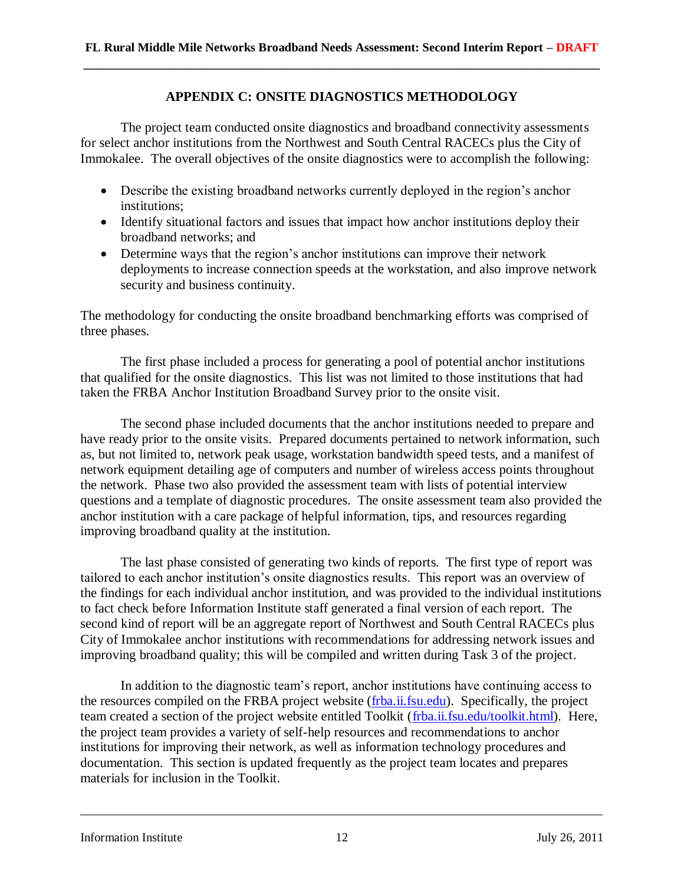## APPENDIX C: ONSITE DIAGNOSTICS METHODOLOGY

The project team conducted onsite diagnostics and broadband connectivity assessments for select anchor institutions from the Northwest and South Central RACECs plus the City of Immokalee. The overall objectives of the onsite diagnostics were to accomplish the following:

- Describe the existing broadband networks currently deployed in the region's anchor institutions;
- Identify situational factors and issues that impact how anchor institutions deploy their broadband networks; and
- Determine ways that the region's anchor institutions can improve their network deployments to increase connection speeds at the workstation, and also improve network security and business continuity.

The methodology for conducting the onsite broadband benchmarking efforts was comprised of three phases.

The first phase included a process for generating a pool of potential anchor institutions that qualified for the onsite diagnostics. This list was not limited to those institutions that had taken the FRBA Anchor Institution Broadband Survey prior to the onsite visit.

The second phase included documents that the anchor institutions needed to prepare and have ready prior to the onsite visits. Prepared documents pertained to network information, such as, but not limited to, network peak usage, workstation bandwidth speed tests, and a manifest of network equipment detailing age of computers and number of wireless access points throughout the network. Phase two also provided the assessment team with lists of potential interview questions and a template of diagnostic procedures. The onsite assessment team also provided the anchor institution with a care package of helpful information, tips, and resources regarding improving broadband quality at the institution.

The last phase consisted of generating two kinds of reports. The first type of report was tailored to each anchor institution's onsite diagnostics results. This report was an overview of the findings for each individual anchor institution, and was provided to the individual institutions to fact check before Information Institute staff generated a final version of each report. The second kind of report will be an aggregate report of Northwest and South Central RACECs plus City of Immokalee anchor institutions with recommendations for addressing network issues and improving broadband quality; this will be compiled and written during Task 3 of the project.

In addition to the diagnostic team's report, anchor institutions have continuing access to the resources compiled on the FRBA project website ([frba.ii.fsu.edu](frba.ii.fsu.edu)). Specifically, the project team created a section of the project website entitled Toolkit ([frba.ii.fsu.edu/toolkit.html](frba.ii.fsu.edu/toolkit.html)). Here, the project team provides a variety of self-help resources and recommendations to anchor institutions for improving their network, as well as information technology procedures and documentation. This section is updated frequently as the project team locates and prepares materials for inclusion in the Toolkit.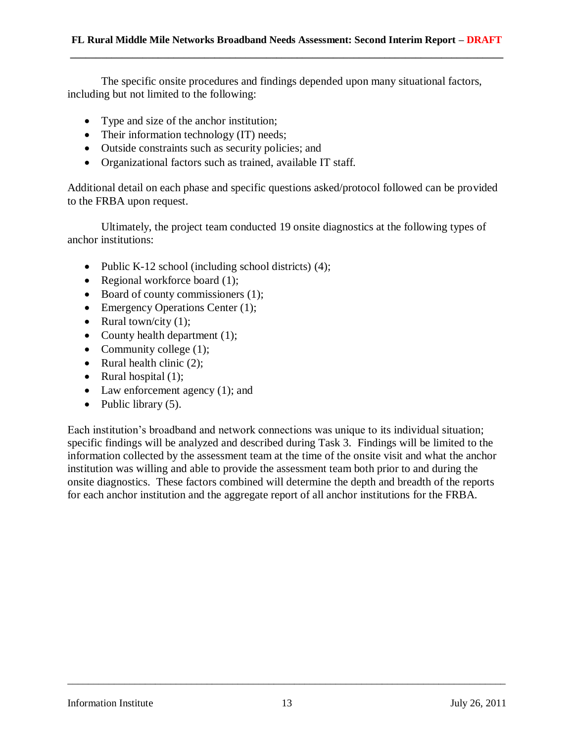The specific onsite procedures and findings depended upon many situational factors, including but not limited to the following:

- Type and size of the anchor institution;
- Their information technology (IT) needs;
- Outside constraints such as security policies; and
- Organizational factors such as trained, available IT staff.

Additional detail on each phase and specific questions asked/protocol followed can be provided to the FRBA upon request.

Ultimately, the project team conducted 19 onsite diagnostics at the following types of anchor institutions:

- Public K-12 school (including school districts) (4);
- Regional workforce board (1);
- Board of county commissioners (1);
- Emergency Operations Center (1);
- Rural town/city (1);
- County health department (1);
- Community college (1);
- Rural health clinic (2);
- Rural hospital (1);
- Law enforcement agency (1); and
- Public library (5).

Each institution's broadband and network connections was unique to its individual situation; specific findings will be analyzed and described during Task 3. Findings will be limited to the information collected by the assessment team at the time of the onsite visit and what the anchor institution was willing and able to provide the assessment team both prior to and during the onsite diagnostics. These factors combined will determine the depth and breadth of the reports for each anchor institution and the aggregate report of all anchor institutions for the FRBA.